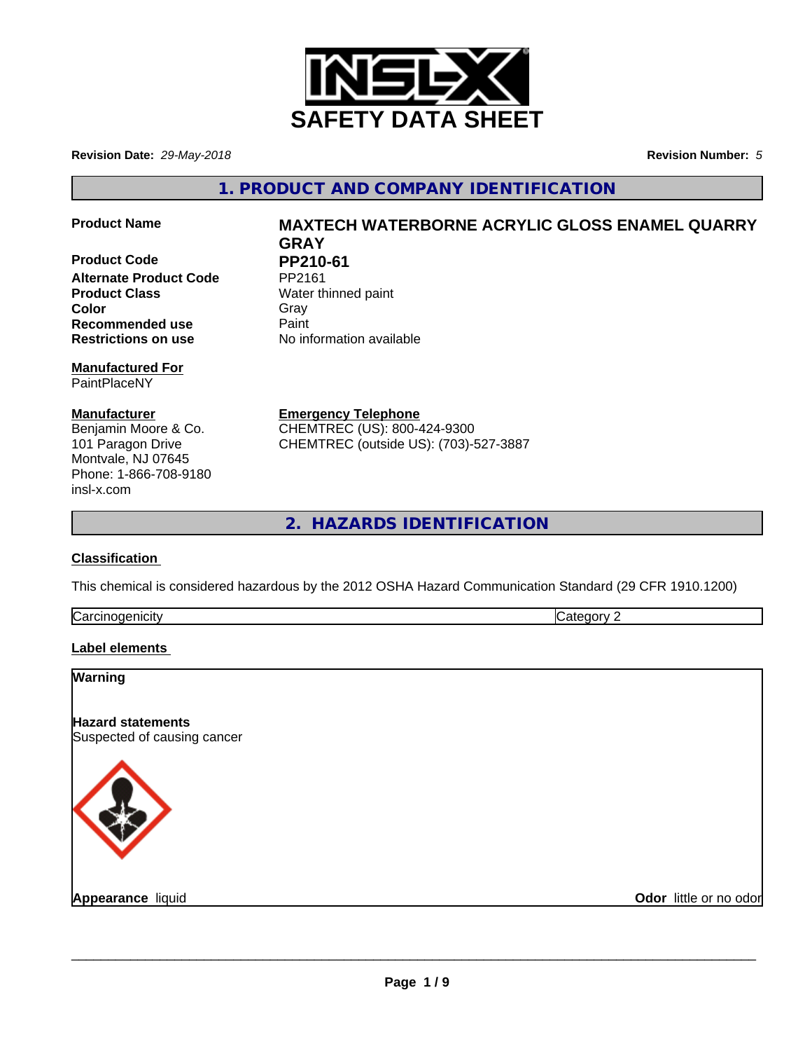# SAFETY DATA SHEET

**Revision Date:** *29-May-2018*

**Revision Number:** *5*

## 1. PRODUCT AND COMPANY IDENTIFICATION

| | |
|---|---|
| **Product Name** | **MAXTECH WATERBORNE ACRYLIC GLOSS ENAMEL QUARRY GRAY** |
| **Product Code** | **PP210-61** |
| **Alternate Product Code** | PP2161 |
| **Product Class** | Water thinned paint |
| **Color** | Gray |
| **Recommended use** | Paint |
| **Restrictions on use** | No information available |

**Manufactured For**
PaintPlaceNY

**Manufacturer**
Benjamin Moore & Co.
101 Paragon Drive
Montvale, NJ 07645
Phone: 1-866-708-9180
insl-x.com

**Emergency Telephone**
CHEMTREC (US): 800-424-9300
CHEMTREC (outside US): (703)-527-3887

## 2. HAZARDS IDENTIFICATION

**Classification**

This chemical is considered hazardous by the 2012 OSHA Hazard Communication Standard (29 CFR 1910.1200)

| Carcinogenicity | Category 2 |
|---|---|

**Label elements**

**Warning**

**Hazard statements**
Suspected of causing cancer

**Appearance** liquid

**Odor** little or no odor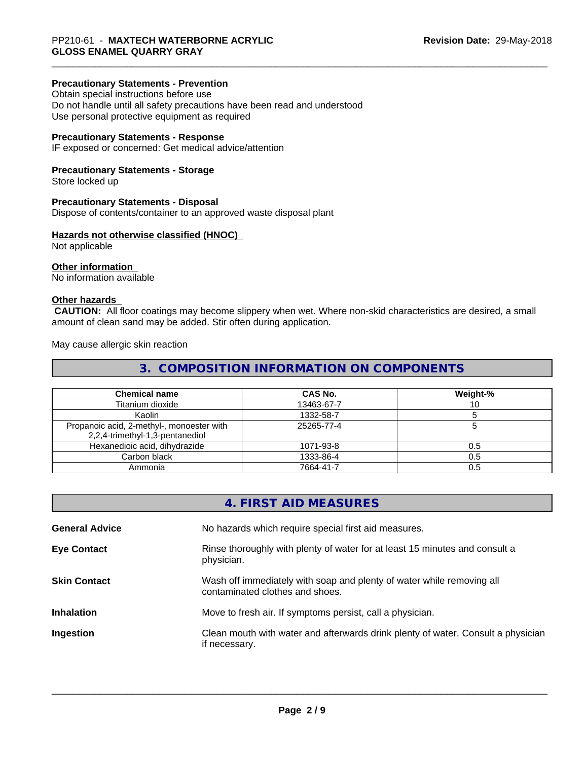**Precautionary Statements - Prevention**
Obtain special instructions before use
Do not handle until all safety precautions have been read and understood
Use personal protective equipment as required

**Precautionary Statements - Response**
IF exposed or concerned: Get medical advice/attention

**Precautionary Statements - Storage**
Store locked up

**Precautionary Statements - Disposal**
Dispose of contents/container to an approved waste disposal plant

**Hazards not otherwise classified (HNOC)**
Not applicable

**Other information**
No information available

**Other hazards**
**CAUTION:** All floor coatings may become slippery when wet. Where non-skid characteristics are desired, a small amount of clean sand may be added. Stir often during application.

May cause allergic skin reaction

## 3. COMPOSITION INFORMATION ON COMPONENTS

| Chemical name | CAS No. | Weight-% |
|---|---|---|
| Titanium dioxide | 13463-67-7 | 10 |
| Kaolin | 1332-58-7 | 5 |
| Propanoic acid, 2-methyl-, monoester with 2,2,4-trimethyl-1,3-pentanediol | 25265-77-4 | 5 |
| Hexanedioic acid, dihydrazide | 1071-93-8 | 0.5 |
| Carbon black | 1333-86-4 | 0.5 |
| Ammonia | 7664-41-7 | 0.5 |

## 4. FIRST AID MEASURES

**General Advice** No hazards which require special first aid measures.

**Eye Contact** Rinse thoroughly with plenty of water for at least 15 minutes and consult a physician.

**Skin Contact** Wash off immediately with soap and plenty of water while removing all contaminated clothes and shoes.

**Inhalation** Move to fresh air. If symptoms persist, call a physician.

**Ingestion** Clean mouth with water and afterwards drink plenty of water. Consult a physician if necessary.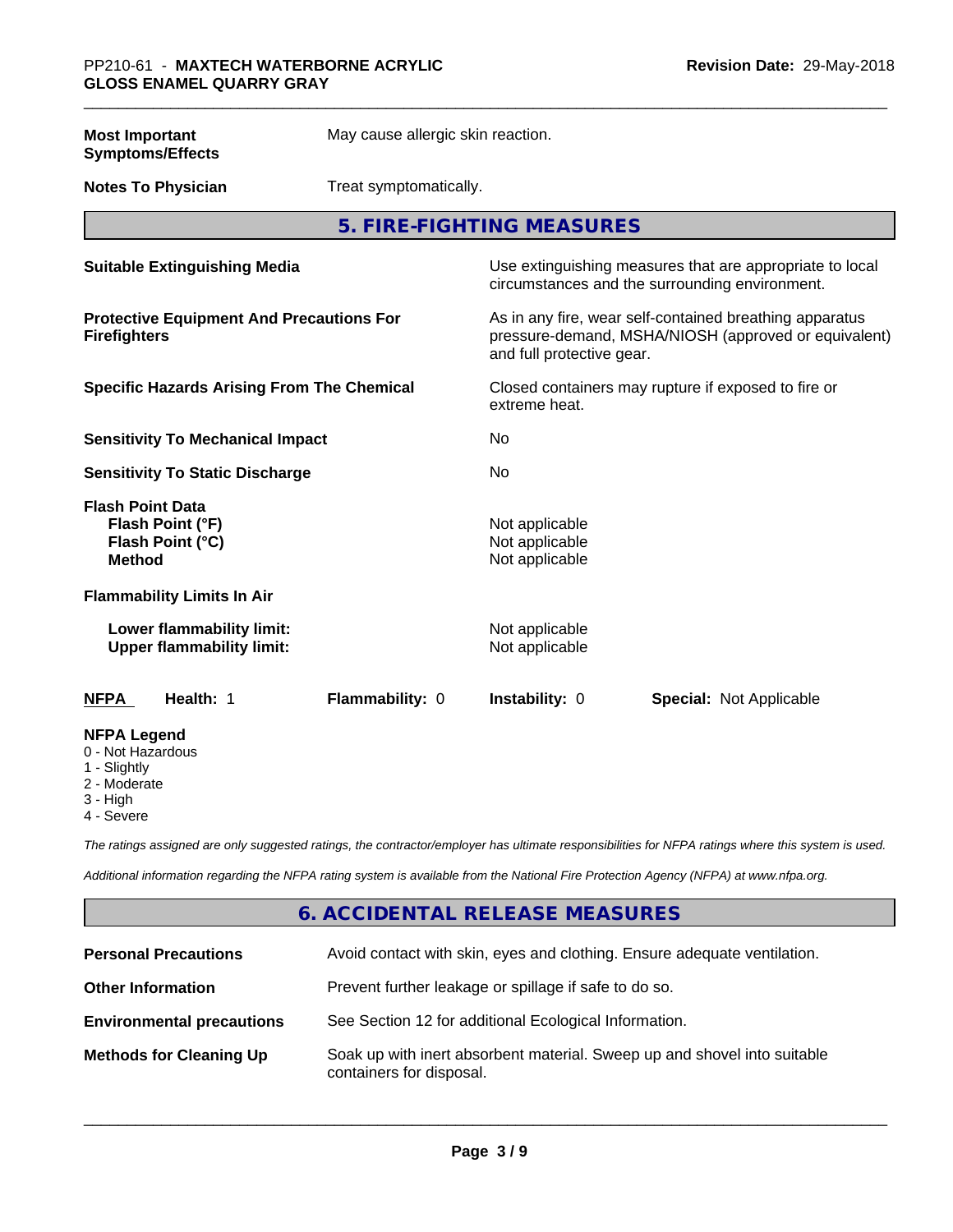| | |
|---|---|
| **Most Important Symptoms/Effects** | May cause allergic skin reaction. |
| **Notes To Physician** | Treat symptomatically. |

## 5. FIRE-FIGHTING MEASURES

| | |
|---|---|
| **Suitable Extinguishing Media** | Use extinguishing measures that are appropriate to local circumstances and the surrounding environment. |
| **Protective Equipment And Precautions For Firefighters** | As in any fire, wear self-contained breathing apparatus pressure-demand, MSHA/NIOSH (approved or equivalent) and full protective gear. |
| **Specific Hazards Arising From The Chemical** | Closed containers may rupture if exposed to fire or extreme heat. |
| **Sensitivity To Mechanical Impact** | No |
| **Sensitivity To Static Discharge** | No |
| **Flash Point Data** | |
| **Flash Point (°F)** | Not applicable |
| **Flash Point (°C)** | Not applicable |
| **Method** | Not applicable |
| **Flammability Limits In Air** | |
| **Lower flammability limit:** | Not applicable |
| **Upper flammability limit:** | Not applicable |

| **NFPA** | **Health:** 1 | **Flammability:** 0 | **Instability:** 0 | **Special:** Not Applicable |
|---|---|---|---|---|

**NFPA Legend**
- 0 - Not Hazardous
- 1 - Slightly
- 2 - Moderate
- 3 - High
- 4 - Severe

*The ratings assigned are only suggested ratings, the contractor/employer has ultimate responsibilities for NFPA ratings where this system is used.*

*Additional information regarding the NFPA rating system is available from the National Fire Protection Agency (NFPA) at www.nfpa.org.*

## 6. ACCIDENTAL RELEASE MEASURES

| | |
|---|---|
| **Personal Precautions** | Avoid contact with skin, eyes and clothing. Ensure adequate ventilation. |
| **Other Information** | Prevent further leakage or spillage if safe to do so. |
| **Environmental precautions** | See Section 12 for additional Ecological Information. |
| **Methods for Cleaning Up** | Soak up with inert absorbent material. Sweep up and shovel into suitable containers for disposal. |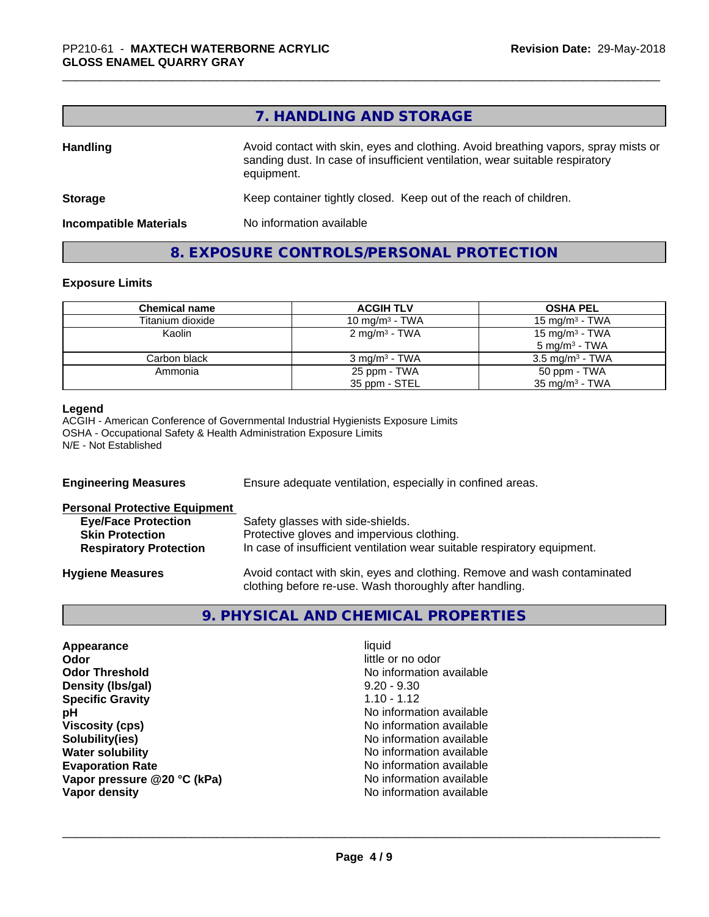## 7. HANDLING AND STORAGE

**Handling** Avoid contact with skin, eyes and clothing. Avoid breathing vapors, spray mists or sanding dust. In case of insufficient ventilation, wear suitable respiratory equipment.

**Storage** Keep container tightly closed. Keep out of the reach of children.

**Incompatible Materials** No information available

## 8. EXPOSURE CONTROLS/PERSONAL PROTECTION

### Exposure Limits

| Chemical name | ACGIH TLV | OSHA PEL |
|---|---|---|
| Titanium dioxide | 10 mg/m³ - TWA | 15 mg/m³ - TWA |
| Kaolin | 2 mg/m³ - TWA | 15 mg/m³ - TWA<br>5 mg/m³ - TWA |
| Carbon black | 3 mg/m³ - TWA | 3.5 mg/m³ - TWA |
| Ammonia | 25 ppm - TWA<br>35 ppm - STEL | 50 ppm - TWA<br>35 mg/m³ - TWA |

**Legend**
ACGIH - American Conference of Governmental Industrial Hygienists Exposure Limits
OSHA - Occupational Safety & Health Administration Exposure Limits
N/E - Not Established

**Engineering Measures** Ensure adequate ventilation, especially in confined areas.

**Personal Protective Equipment**

- **Eye/Face Protection** Safety glasses with side-shields.
- **Skin Protection** Protective gloves and impervious clothing.
- **Respiratory Protection** In case of insufficient ventilation wear suitable respiratory equipment.

**Hygiene Measures** Avoid contact with skin, eyes and clothing. Remove and wash contaminated clothing before re-use. Wash thoroughly after handling.

## 9. PHYSICAL AND CHEMICAL PROPERTIES

| | |
|---|---|
| **Appearance** | liquid |
| **Odor** | little or no odor |
| **Odor Threshold** | No information available |
| **Density (lbs/gal)** | 9.20 - 9.30 |
| **Specific Gravity** | 1.10 - 1.12 |
| **pH** | No information available |
| **Viscosity (cps)** | No information available |
| **Solubility(ies)** | No information available |
| **Water solubility** | No information available |
| **Evaporation Rate** | No information available |
| **Vapor pressure @20 °C (kPa)** | No information available |
| **Vapor density** | No information available |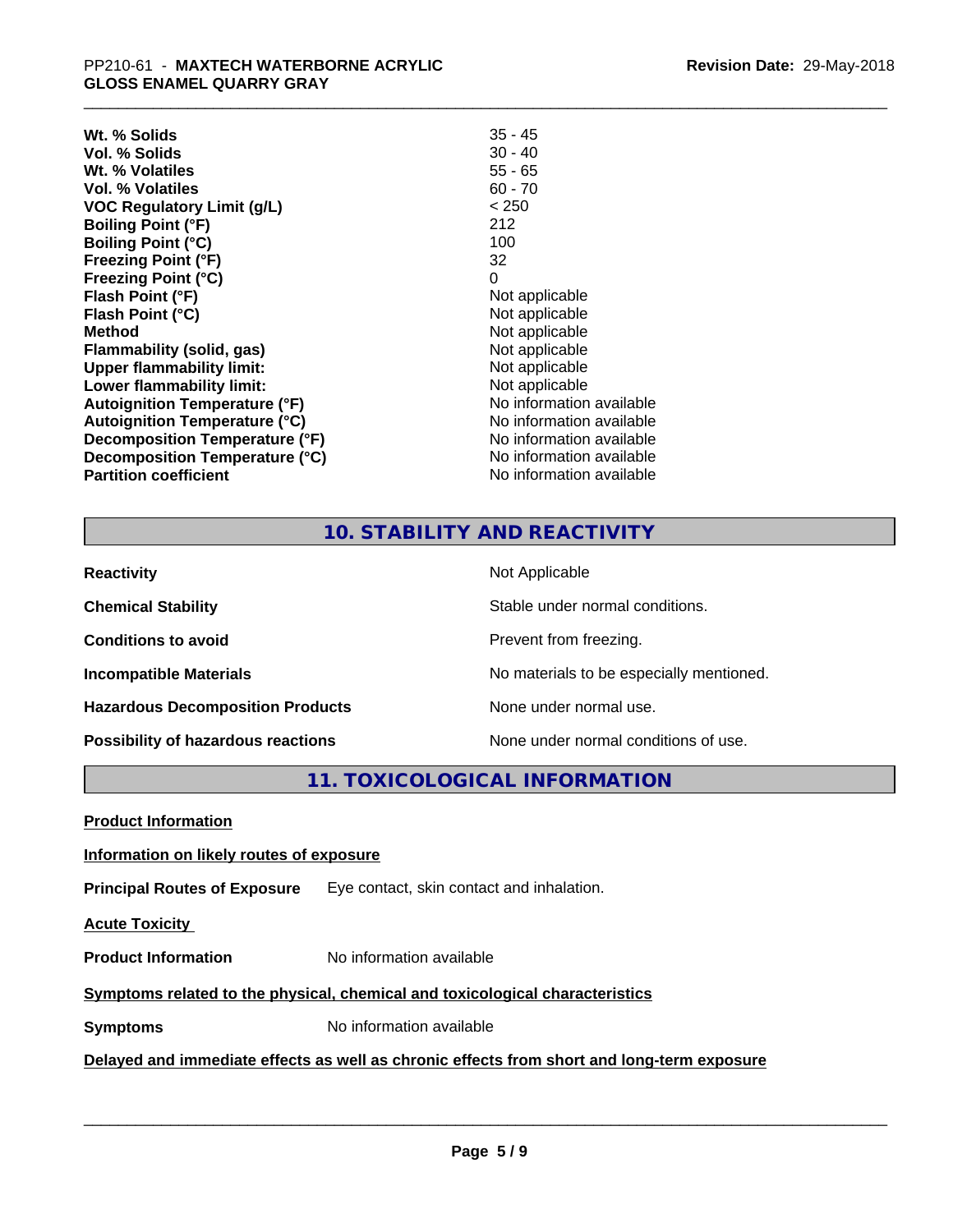| | |
|---|---|
| **Wt. % Solids** | 35 - 45 |
| **Vol. % Solids** | 30 - 40 |
| **Wt. % Volatiles** | 55 - 65 |
| **Vol. % Volatiles** | 60 - 70 |
| **VOC Regulatory Limit (g/L)** | < 250 |
| **Boiling Point (°F)** | 212 |
| **Boiling Point (°C)** | 100 |
| **Freezing Point (°F)** | 32 |
| **Freezing Point (°C)** | 0 |
| **Flash Point (°F)** | Not applicable |
| **Flash Point (°C)** | Not applicable |
| **Method** | Not applicable |
| **Flammability (solid, gas)** | Not applicable |
| **Upper flammability limit:** | Not applicable |
| **Lower flammability limit:** | Not applicable |
| **Autoignition Temperature (°F)** | No information available |
| **Autoignition Temperature (°C)** | No information available |
| **Decomposition Temperature (°F)** | No information available |
| **Decomposition Temperature (°C)** | No information available |
| **Partition coefficient** | No information available |

## 10. STABILITY AND REACTIVITY

| | |
|---|---|
| **Reactivity** | Not Applicable |
| **Chemical Stability** | Stable under normal conditions. |
| **Conditions to avoid** | Prevent from freezing. |
| **Incompatible Materials** | No materials to be especially mentioned. |
| **Hazardous Decomposition Products** | None under normal use. |
| **Possibility of hazardous reactions** | None under normal conditions of use. |

## 11. TOXICOLOGICAL INFORMATION

**Product Information**

**Information on likely routes of exposure**

**Principal Routes of Exposure** Eye contact, skin contact and inhalation.

**Acute Toxicity**

**Product Information** No information available

**Symptoms related to the physical, chemical and toxicological characteristics**

**Symptoms** No information available

**Delayed and immediate effects as well as chronic effects from short and long-term exposure**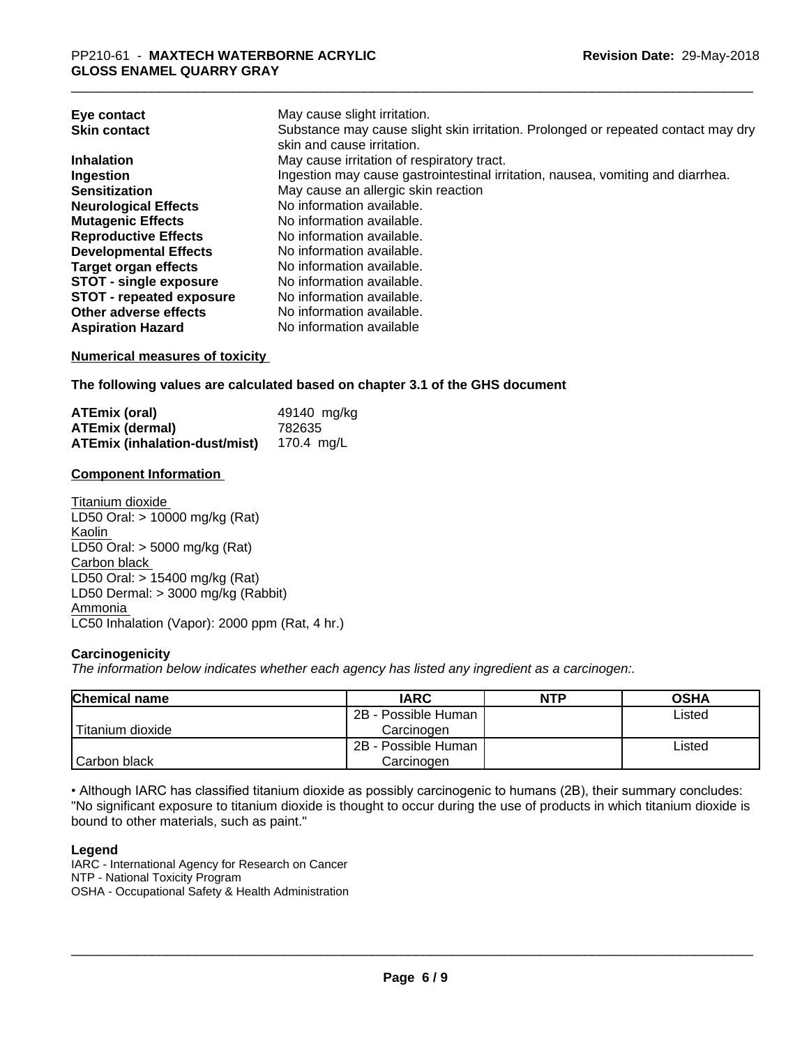| | |
|---|---|
| **Eye contact** | May cause slight irritation. |
| **Skin contact** | Substance may cause slight skin irritation. Prolonged or repeated contact may dry skin and cause irritation. |
| **Inhalation** | May cause irritation of respiratory tract. |
| **Ingestion** | Ingestion may cause gastrointestinal irritation, nausea, vomiting and diarrhea. |
| **Sensitization** | May cause an allergic skin reaction |
| **Neurological Effects** | No information available. |
| **Mutagenic Effects** | No information available. |
| **Reproductive Effects** | No information available. |
| **Developmental Effects** | No information available. |
| **Target organ effects** | No information available. |
| **STOT - single exposure** | No information available. |
| **STOT - repeated exposure** | No information available. |
| **Other adverse effects** | No information available. |
| **Aspiration Hazard** | No information available |

**Numerical measures of toxicity**

**The following values are calculated based on chapter 3.1 of the GHS document**

| | |
|---|---|
| **ATEmix (oral)** | 49140 mg/kg |
| **ATEmix (dermal)** | 782635 |
| **ATEmix (inhalation-dust/mist)** | 170.4 mg/L |

**Component Information**

Titanium dioxide
LD50 Oral: > 10000 mg/kg (Rat)
Kaolin
LD50 Oral: > 5000 mg/kg (Rat)
Carbon black
LD50 Oral: > 15400 mg/kg (Rat)
LD50 Dermal: > 3000 mg/kg (Rabbit)
Ammonia
LC50 Inhalation (Vapor): 2000 ppm (Rat, 4 hr.)

**Carcinogenicity**

*The information below indicates whether each agency has listed any ingredient as a carcinogen:.*

| Chemical name | IARC | NTP | OSHA |
|---|---|---|---|
| Titanium dioxide | 2B - Possible Human Carcinogen | | Listed |
| Carbon black | 2B - Possible Human Carcinogen | | Listed |

• Although IARC has classified titanium dioxide as possibly carcinogenic to humans (2B), their summary concludes: "No significant exposure to titanium dioxide is thought to occur during the use of products in which titanium dioxide is bound to other materials, such as paint."

**Legend**

IARC - International Agency for Research on Cancer
NTP - National Toxicity Program
OSHA - Occupational Safety & Health Administration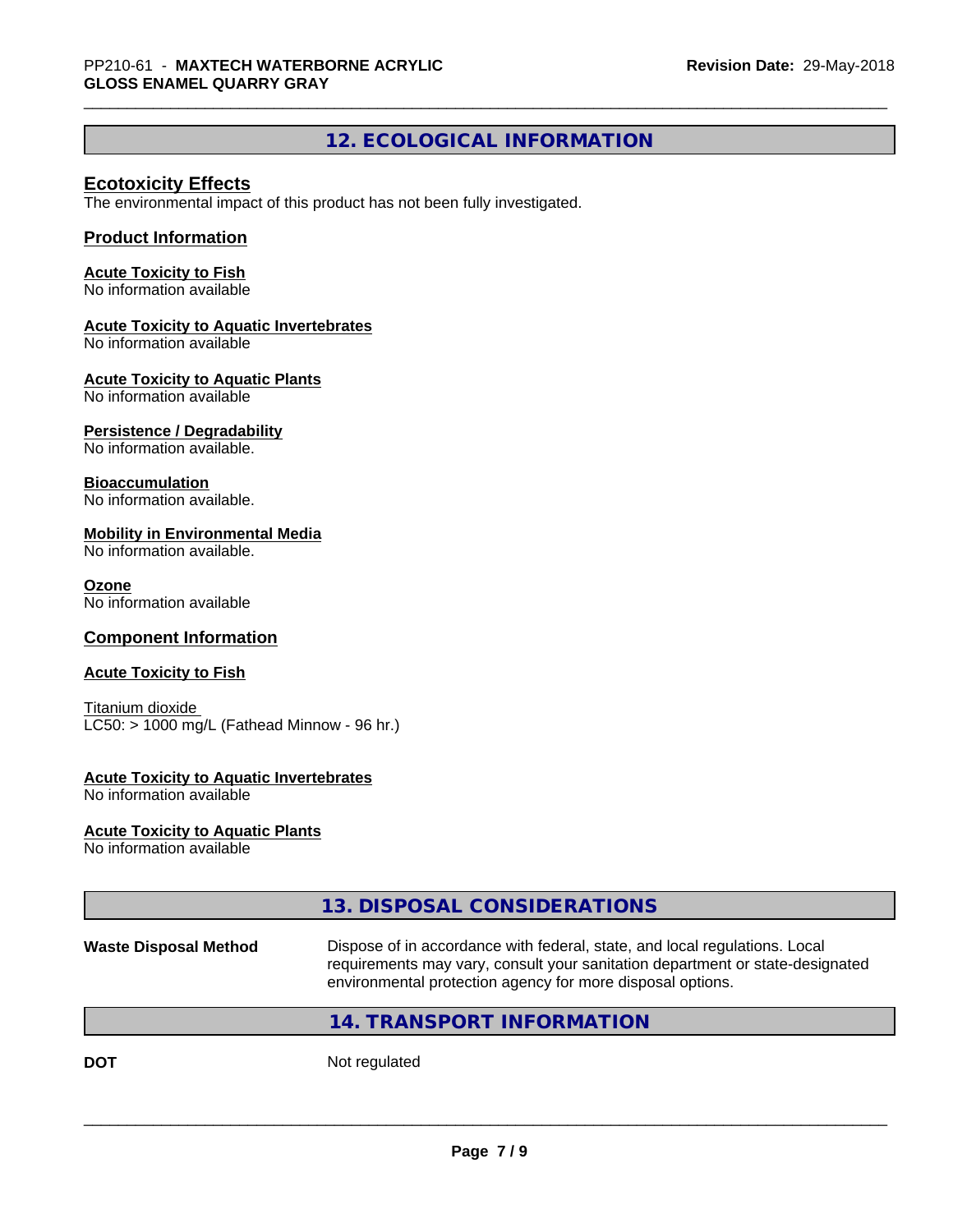## 12. ECOLOGICAL INFORMATION

### Ecotoxicity Effects

The environmental impact of this product has not been fully investigated.

### Product Information

**Acute Toxicity to Fish**
No information available

**Acute Toxicity to Aquatic Invertebrates**
No information available

**Acute Toxicity to Aquatic Plants**
No information available

**Persistence / Degradability**
No information available.

**Bioaccumulation**
No information available.

**Mobility in Environmental Media**
No information available.

**Ozone**
No information available

### Component Information

**Acute Toxicity to Fish**

Titanium dioxide
LC50: > 1000 mg/L (Fathead Minnow - 96 hr.)

**Acute Toxicity to Aquatic Invertebrates**
No information available

**Acute Toxicity to Aquatic Plants**
No information available

## 13. DISPOSAL CONSIDERATIONS

| | |
|---|---|
| **Waste Disposal Method** | Dispose of in accordance with federal, state, and local regulations. Local requirements may vary, consult your sanitation department or state-designated environmental protection agency for more disposal options. |

## 14. TRANSPORT INFORMATION

| | |
|---|---|
| **DOT** | Not regulated |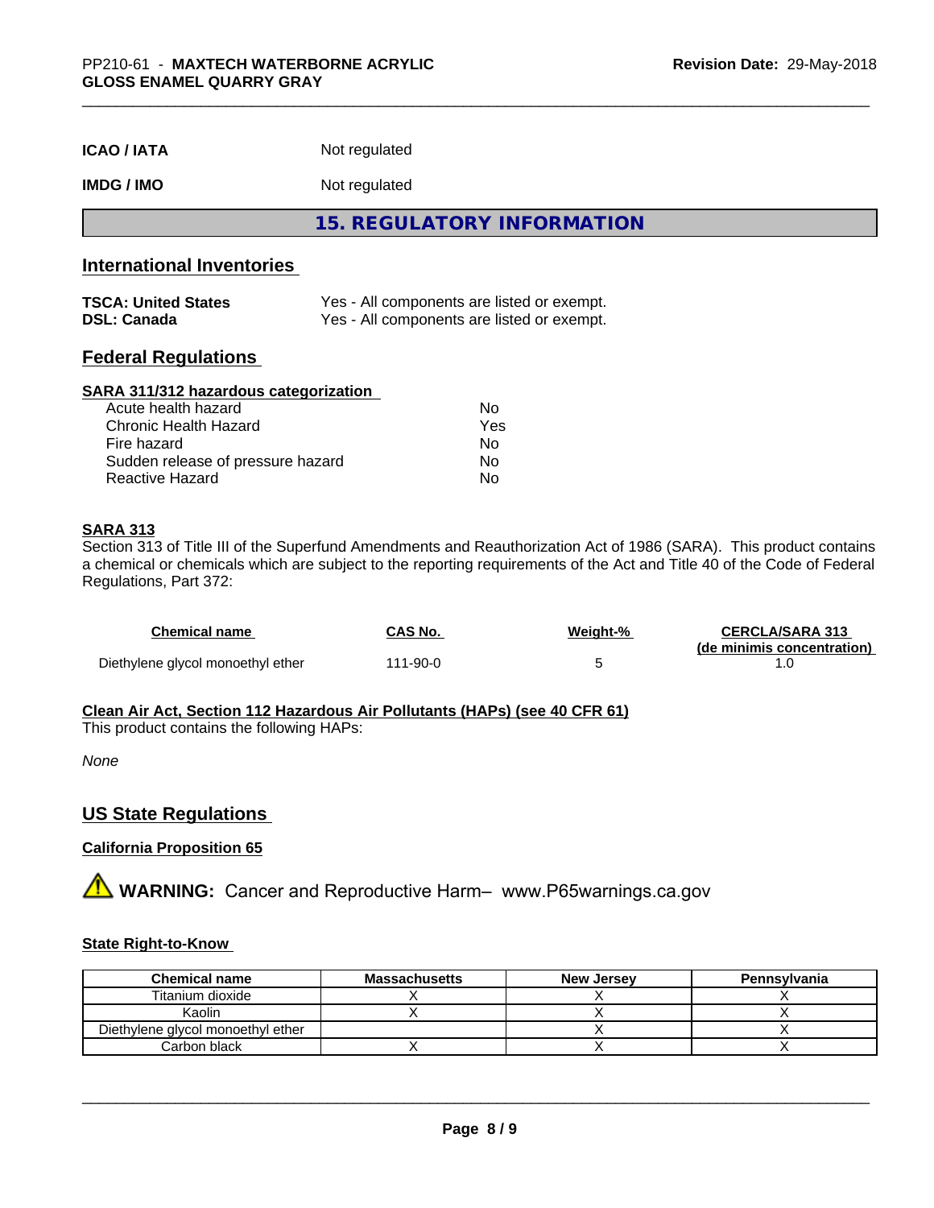| | |
|---|---|
| **ICAO / IATA** | Not regulated |
| **IMDG / IMO** | Not regulated |

## 15. REGULATORY INFORMATION

### International Inventories

| | |
|---|---|
| **TSCA: United States** | Yes - All components are listed or exempt. |
| **DSL: Canada** | Yes - All components are listed or exempt. |

### Federal Regulations

**SARA 311/312 hazardous categorization**

| | |
|---|---|
| Acute health hazard | No |
| Chronic Health Hazard | Yes |
| Fire hazard | No |
| Sudden release of pressure hazard | No |
| Reactive Hazard | No |

**SARA 313**

Section 313 of Title III of the Superfund Amendments and Reauthorization Act of 1986 (SARA). This product contains a chemical or chemicals which are subject to the reporting requirements of the Act and Title 40 of the Code of Federal Regulations, Part 372:

| Chemical name | CAS No. | Weight-% | CERCLA/SARA 313 (de minimis concentration) |
|---|---|---|---|
| Diethylene glycol monoethyl ether | 111-90-0 | 5 | 1.0 |

**Clean Air Act, Section 112 Hazardous Air Pollutants (HAPs) (see 40 CFR 61)**

This product contains the following HAPs:

*None*

### US State Regulations

**California Proposition 65**

⚠ **WARNING:** Cancer and Reproductive Harm– www.P65warnings.ca.gov

**State Right-to-Know**

| Chemical name | Massachusetts | New Jersey | Pennsylvania |
|---|---|---|---|
| Titanium dioxide | X | X | X |
| Kaolin | X | X | X |
| Diethylene glycol monoethyl ether | | X | X |
| Carbon black | X | X | X |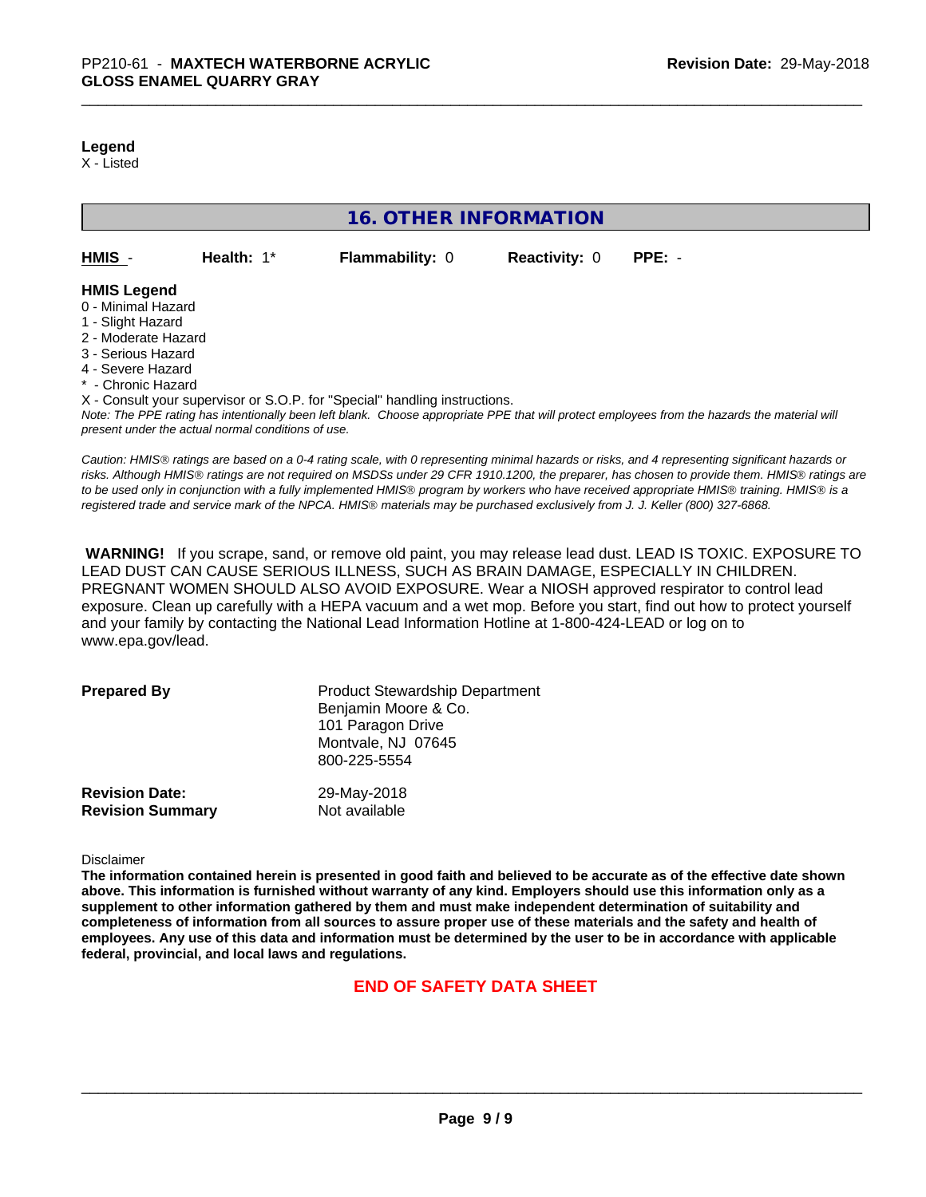**Legend**

X - Listed

## 16. OTHER INFORMATION

| HMIS - | Health: 1* | Flammability: 0 | Reactivity: 0 | PPE: - |
|---|---|---|---|---|

**HMIS Legend**

0 - Minimal Hazard
1 - Slight Hazard
2 - Moderate Hazard
3 - Serious Hazard
4 - Severe Hazard
* - Chronic Hazard
X - Consult your supervisor or S.O.P. for "Special" handling instructions.

*Note: The PPE rating has intentionally been left blank. Choose appropriate PPE that will protect employees from the hazards the material will present under the actual normal conditions of use.*

*Caution: HMIS® ratings are based on a 0-4 rating scale, with 0 representing minimal hazards or risks, and 4 representing significant hazards or risks. Although HMIS® ratings are not required on MSDSs under 29 CFR 1910.1200, the preparer, has chosen to provide them. HMIS® ratings are to be used only in conjunction with a fully implemented HMIS® program by workers who have received appropriate HMIS® training. HMIS® is a registered trade and service mark of the NPCA. HMIS® materials may be purchased exclusively from J. J. Keller (800) 327-6868.*

**WARNING!** If you scrape, sand, or remove old paint, you may release lead dust. LEAD IS TOXIC. EXPOSURE TO LEAD DUST CAN CAUSE SERIOUS ILLNESS, SUCH AS BRAIN DAMAGE, ESPECIALLY IN CHILDREN. PREGNANT WOMEN SHOULD ALSO AVOID EXPOSURE. Wear a NIOSH approved respirator to control lead exposure. Clean up carefully with a HEPA vacuum and a wet mop. Before you start, find out how to protect yourself and your family by contacting the National Lead Information Hotline at 1-800-424-LEAD or log on to www.epa.gov/lead.

**Prepared By**

Product Stewardship Department
Benjamin Moore & Co.
101 Paragon Drive
Montvale, NJ 07645
800-225-5554

**Revision Date:** 29-May-2018
**Revision Summary** Not available

Disclaimer

**The information contained herein is presented in good faith and believed to be accurate as of the effective date shown above. This information is furnished without warranty of any kind. Employers should use this information only as a supplement to other information gathered by them and must make independent determination of suitability and completeness of information from all sources to assure proper use of these materials and the safety and health of employees. Any use of this data and information must be determined by the user to be in accordance with applicable federal, provincial, and local laws and regulations.**

**END OF SAFETY DATA SHEET**